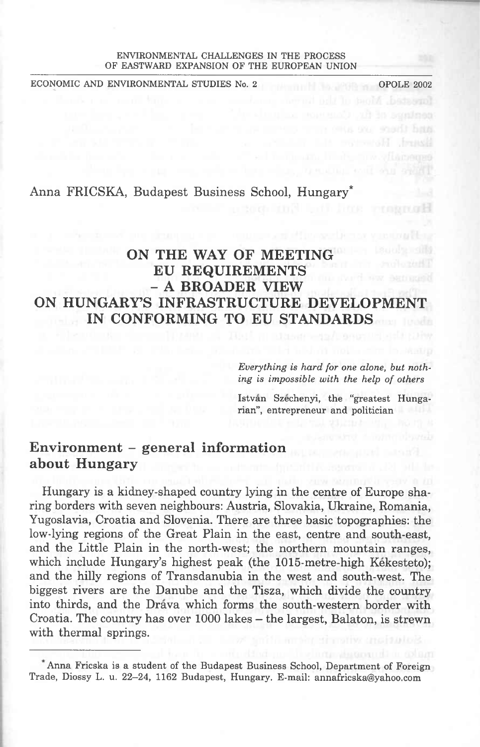ENVIRONMENTAL CHALLENGES IN THE PROCESS OF EASTWARD EXPANSION OF THE EUROPEAN UNION

ECONOMIC AND ENVIRONMENTAL STUDIES No. 2 — OPOLE 2002

Anna FRICSKA, Budapest Business School, Hungary*

# ON THE WAY OF MEETING EU REQUIREMENTS – A BROADER VIEW ON HUNGARY'S INFRASTRUCTURE DEVELOPMENT IN CONFORMING TO EU STANDARDS

*Everything is hard for one alone, but nothing is impossible with the help of others*

István Széchenyi, the "greatest Hungarian", entrepreneur and politician

## Environment – general information about Hungary

Hungary is a kidney-shaped country lying in the centre of Europe sharing borders with seven neighbours: Austria, Slovakia, Ukraine, Romania, Yugoslavia, Croatia and Slovenia. There are three basic topographies: the low-lying regions of the Great Plain in the east, centre and south-east, and the Little Plain in the north-west; the northern mountain ranges, which include Hungary's highest peak (the 1015-metre-high Kékesteto); and the hilly regions of Transdanubia in the west and south-west. The biggest rivers are the Danube and the Tisza, which divide the country into thirds, and the Dráva which forms the south-western border with Croatia. The country has over 1000 lakes – the largest, Balaton, is strewn with thermal springs.

---

* Anna Fricska is a student of the Budapest Business School, Department of Foreign Trade, Diossy L. u. 22–24, 1162 Budapest, Hungary. E-mail: annafricska@yahoo.com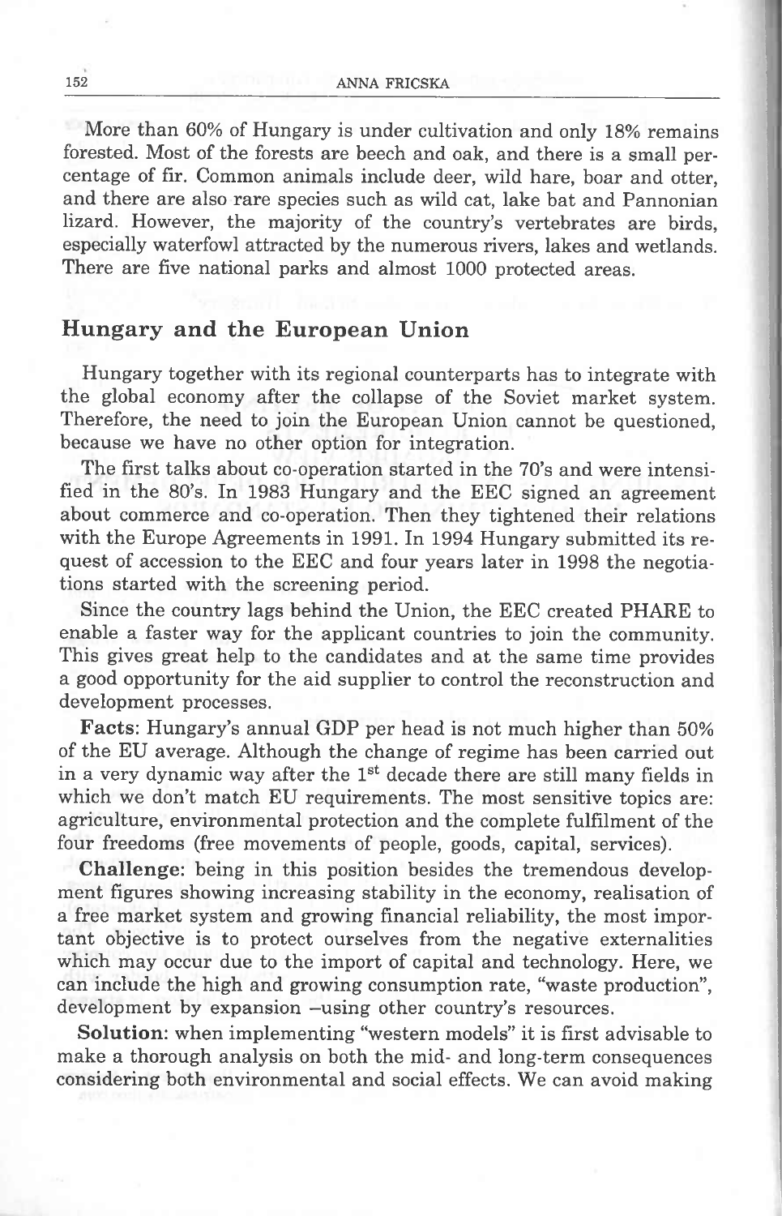More than 60% of Hungary is under cultivation and only 18% remains forested. Most of the forests are beech and oak, and there is a small percentage of fir. Common animals include deer, wild hare, boar and otter, and there are also rare species such as wild cat, lake bat and Pannonian lizard. However, the majority of the country's vertebrates are birds, especially waterfowl attracted by the numerous rivers, lakes and wetlands. There are five national parks and almost 1000 protected areas.

## Hungary and the European Union

Hungary together with its regional counterparts has to integrate with the global economy after the collapse of the Soviet market system. Therefore, the need to join the European Union cannot be questioned, because we have no other option for integration.

The first talks about co-operation started in the 70's and were intensified in the 80's. In 1983 Hungary and the EEC signed an agreement about commerce and co-operation. Then they tightened their relations with the Europe Agreements in 1991. In 1994 Hungary submitted its request of accession to the EEC and four years later in 1998 the negotiations started with the screening period.

Since the country lags behind the Union, the EEC created PHARE to enable a faster way for the applicant countries to join the community. This gives great help to the candidates and at the same time provides a good opportunity for the aid supplier to control the reconstruction and development processes.

**Facts**: Hungary's annual GDP per head is not much higher than 50% of the EU average. Although the change of regime has been carried out in a very dynamic way after the 1st decade there are still many fields in which we don't match EU requirements. The most sensitive topics are: agriculture, environmental protection and the complete fulfilment of the four freedoms (free movements of people, goods, capital, services).

**Challenge**: being in this position besides the tremendous development figures showing increasing stability in the economy, realisation of a free market system and growing financial reliability, the most important objective is to protect ourselves from the negative externalities which may occur due to the import of capital and technology. Here, we can include the high and growing consumption rate, "waste production", development by expansion –using other country's resources.

**Solution**: when implementing "western models" it is first advisable to make a thorough analysis on both the mid- and long-term consequences considering both environmental and social effects. We can avoid making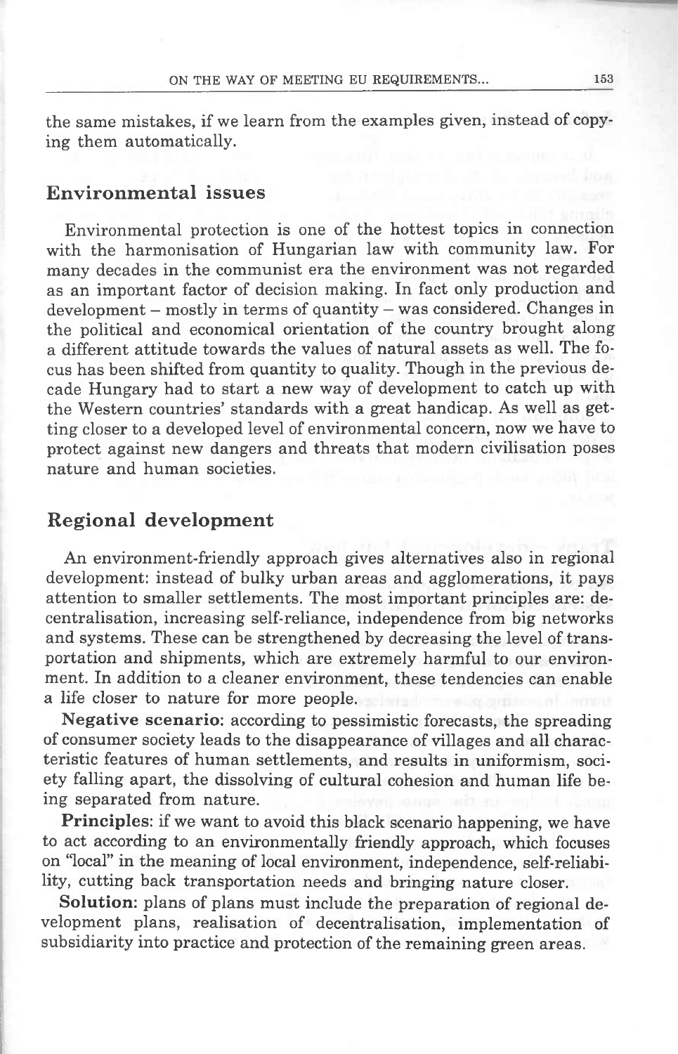the same mistakes, if we learn from the examples given, instead of copying them automatically.

## Environmental issues

Environmental protection is one of the hottest topics in connection with the harmonisation of Hungarian law with community law. For many decades in the communist era the environment was not regarded as an important factor of decision making. In fact only production and development – mostly in terms of quantity – was considered. Changes in the political and economical orientation of the country brought along a different attitude towards the values of natural assets as well. The focus has been shifted from quantity to quality. Though in the previous decade Hungary had to start a new way of development to catch up with the Western countries' standards with a great handicap. As well as getting closer to a developed level of environmental concern, now we have to protect against new dangers and threats that modern civilisation poses nature and human societies.

## Regional development

An environment-friendly approach gives alternatives also in regional development: instead of bulky urban areas and agglomerations, it pays attention to smaller settlements. The most important principles are: decentralisation, increasing self-reliance, independence from big networks and systems. These can be strengthened by decreasing the level of transportation and shipments, which are extremely harmful to our environment. In addition to a cleaner environment, these tendencies can enable a life closer to nature for more people.

**Negative scenario**: according to pessimistic forecasts, the spreading of consumer society leads to the disappearance of villages and all characteristic features of human settlements, and results in uniformism, society falling apart, the dissolving of cultural cohesion and human life being separated from nature.

**Principles**: if we want to avoid this black scenario happening, we have to act according to an environmentally friendly approach, which focuses on "local" in the meaning of local environment, independence, self-reliability, cutting back transportation needs and bringing nature closer.

**Solution**: plans of plans must include the preparation of regional development plans, realisation of decentralisation, implementation of subsidiarity into practice and protection of the remaining green areas.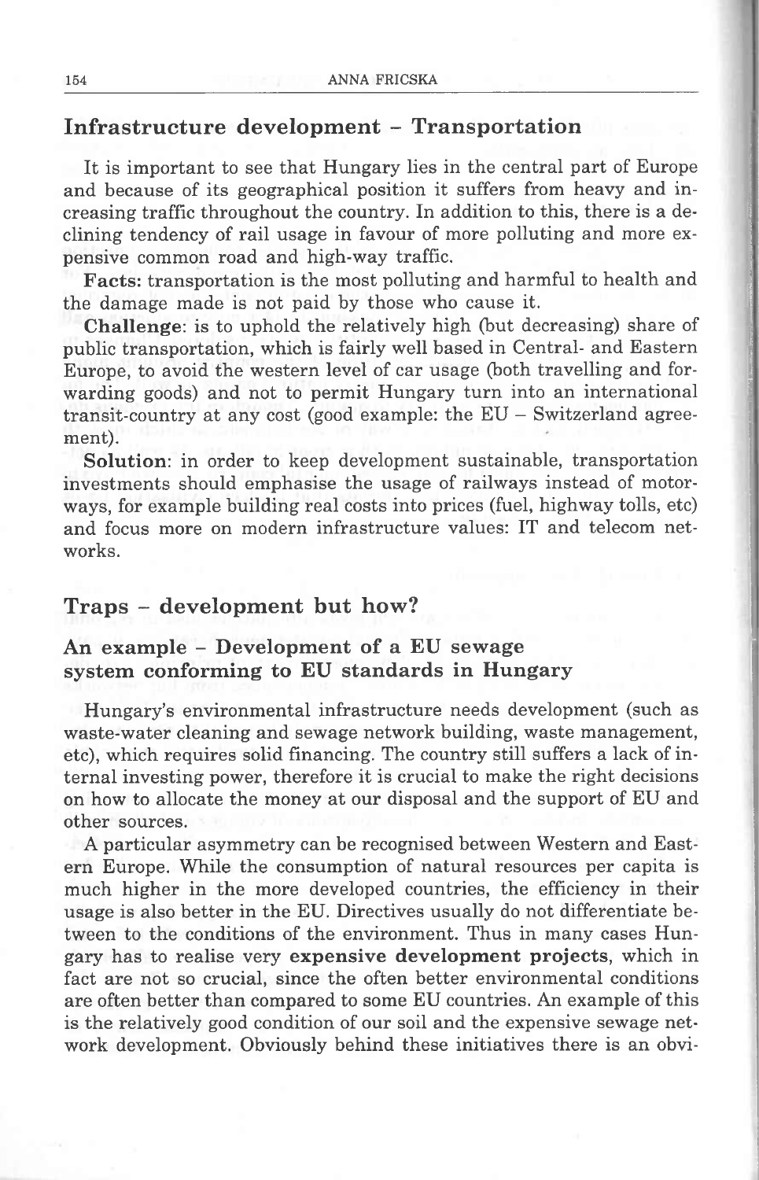## Infrastructure development – Transportation

It is important to see that Hungary lies in the central part of Europe and because of its geographical position it suffers from heavy and increasing traffic throughout the country. In addition to this, there is a declining tendency of rail usage in favour of more polluting and more expensive common road and high-way traffic.

**Facts:** transportation is the most polluting and harmful to health and the damage made is not paid by those who cause it.

**Challenge**: is to uphold the relatively high (but decreasing) share of public transportation, which is fairly well based in Central- and Eastern Europe, to avoid the western level of car usage (both travelling and forwarding goods) and not to permit Hungary turn into an international transit-country at any cost (good example: the EU – Switzerland agreement).

**Solution**: in order to keep development sustainable, transportation investments should emphasise the usage of railways instead of motorways, for example building real costs into prices (fuel, highway tolls, etc) and focus more on modern infrastructure values: IT and telecom networks.

## Traps – development but how?

### An example – Development of a EU sewage system conforming to EU standards in Hungary

Hungary's environmental infrastructure needs development (such as waste-water cleaning and sewage network building, waste management, etc), which requires solid financing. The country still suffers a lack of internal investing power, therefore it is crucial to make the right decisions on how to allocate the money at our disposal and the support of EU and other sources.

A particular asymmetry can be recognised between Western and Eastern Europe. While the consumption of natural resources per capita is much higher in the more developed countries, the efficiency in their usage is also better in the EU. Directives usually do not differentiate between to the conditions of the environment. Thus in many cases Hungary has to realise very **expensive development projects**, which in fact are not so crucial, since the often better environmental conditions are often better than compared to some EU countries. An example of this is the relatively good condition of our soil and the expensive sewage network development. Obviously behind these initiatives there is an obvi-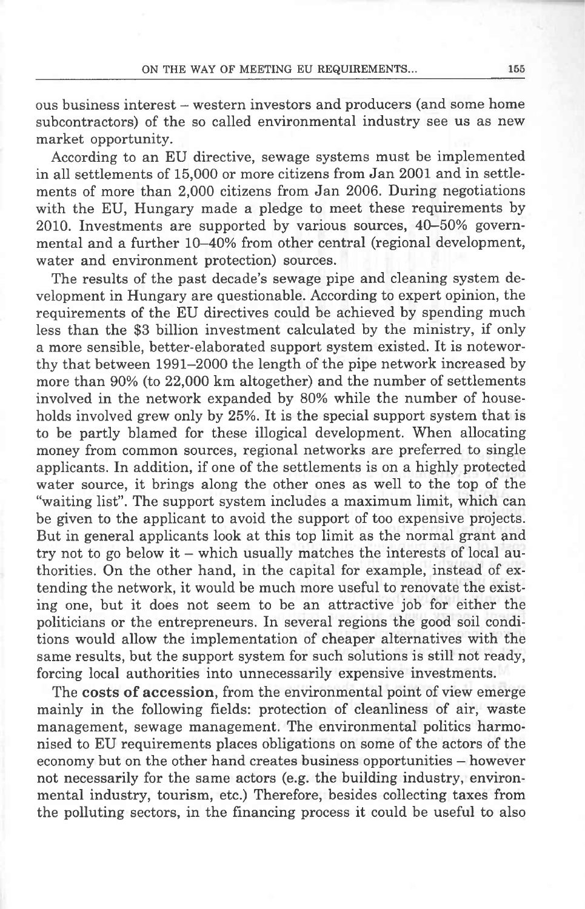ous business interest – western investors and producers (and some home subcontractors) of the so called environmental industry see us as new market opportunity.

According to an EU directive, sewage systems must be implemented in all settlements of 15,000 or more citizens from Jan 2001 and in settlements of more than 2,000 citizens from Jan 2006. During negotiations with the EU, Hungary made a pledge to meet these requirements by 2010. Investments are supported by various sources, 40–50% governmental and a further 10–40% from other central (regional development, water and environment protection) sources.

The results of the past decade's sewage pipe and cleaning system development in Hungary are questionable. According to expert opinion, the requirements of the EU directives could be achieved by spending much less than the $3 billion investment calculated by the ministry, if only a more sensible, better-elaborated support system existed. It is noteworthy that between 1991–2000 the length of the pipe network increased by more than 90% (to 22,000 km altogether) and the number of settlements involved in the network expanded by 80% while the number of households involved grew only by 25%. It is the special support system that is to be partly blamed for these illogical development. When allocating money from common sources, regional networks are preferred to single applicants. In addition, if one of the settlements is on a highly protected water source, it brings along the other ones as well to the top of the "waiting list". The support system includes a maximum limit, which can be given to the applicant to avoid the support of too expensive projects. But in general applicants look at this top limit as the normal grant and try not to go below it – which usually matches the interests of local authorities. On the other hand, in the capital for example, instead of extending the network, it would be much more useful to renovate the existing one, but it does not seem to be an attractive job for either the politicians or the entrepreneurs. In several regions the good soil conditions would allow the implementation of cheaper alternatives with the same results, but the support system for such solutions is still not ready, forcing local authorities into unnecessarily expensive investments.

The **costs of accession**, from the environmental point of view emerge mainly in the following fields: protection of cleanliness of air, waste management, sewage management. The environmental politics harmonised to EU requirements places obligations on some of the actors of the economy but on the other hand creates business opportunities – however not necessarily for the same actors (e.g. the building industry, environmental industry, tourism, etc.) Therefore, besides collecting taxes from the polluting sectors, in the financing process it could be useful to also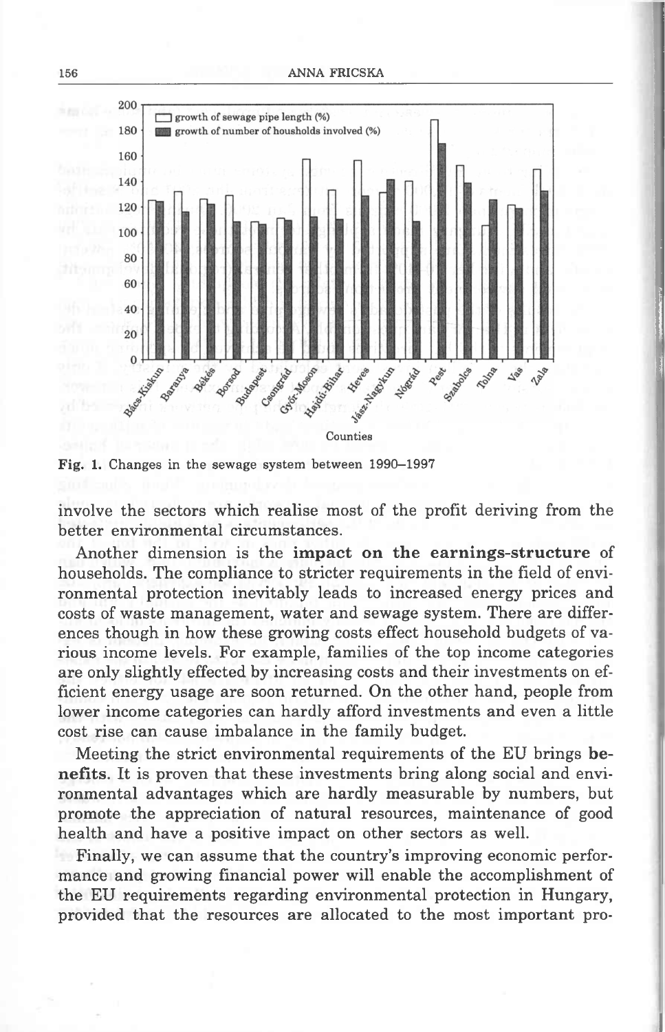Fig. 1. Changes in the sewage system between 1990–1997

involve the sectors which realise most of the profit deriving from the better environmental circumstances.

Another dimension is the **impact on the earnings-structure** of households. The compliance to stricter requirements in the field of environmental protection inevitably leads to increased energy prices and costs of waste management, water and sewage system. There are differences though in how these growing costs effect household budgets of various income levels. For example, families of the top income categories are only slightly effected by increasing costs and their investments on efficient energy usage are soon returned. On the other hand, people from lower income categories can hardly afford investments and even a little cost rise can cause imbalance in the family budget.

Meeting the strict environmental requirements of the EU brings **benefits**. It is proven that these investments bring along social and environmental advantages which are hardly measurable by numbers, but promote the appreciation of natural resources, maintenance of good health and have a positive impact on other sectors as well.

Finally, we can assume that the country's improving economic performance and growing financial power will enable the accomplishment of the EU requirements regarding environmental protection in Hungary, provided that the resources are allocated to the most important pro-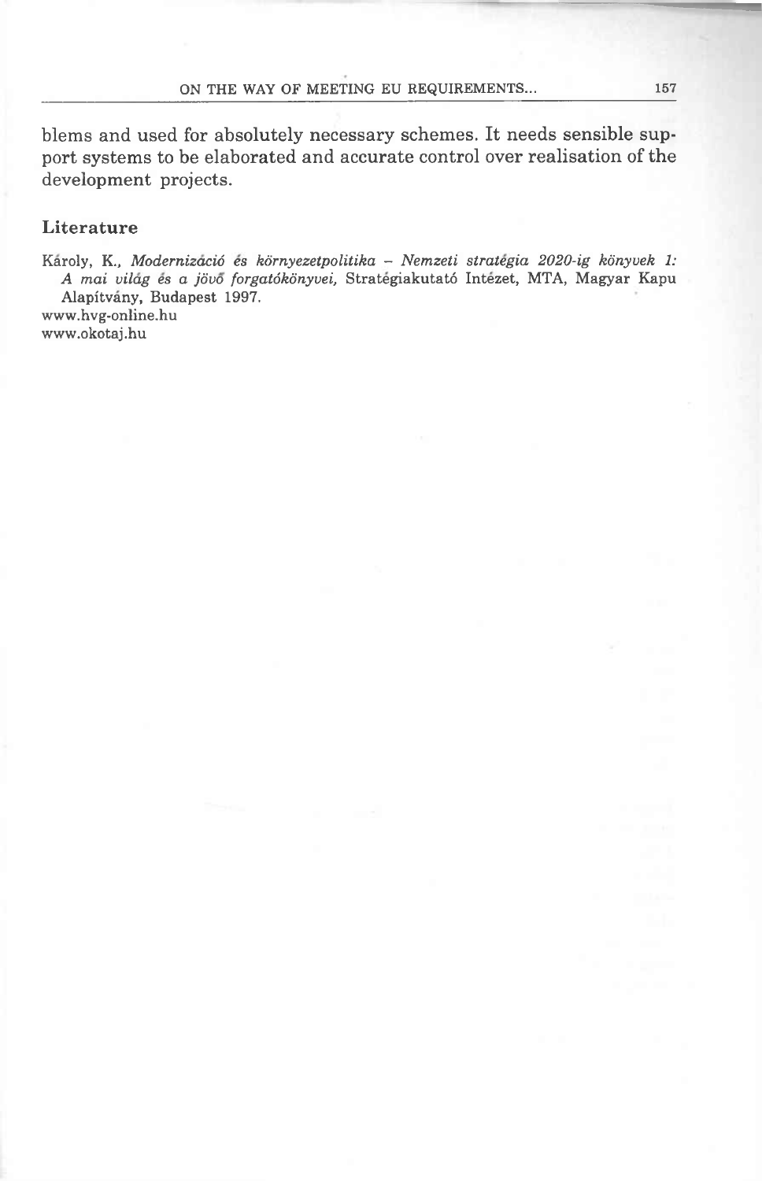blems and used for absolutely necessary schemes. It needs sensible support systems to be elaborated and accurate control over realisation of the development projects.

## Literature

Károly, K., *Modernizáció és környezetpolitika – Nemzeti stratégia 2020-ig könyvek 1: A mai világ és a jövő forgatókönyvei,* Stratégiakutató Intézet, MTA, Magyar Kapu Alapítvány, Budapest 1997.
www.hvg-online.hu
www.okotaj.hu